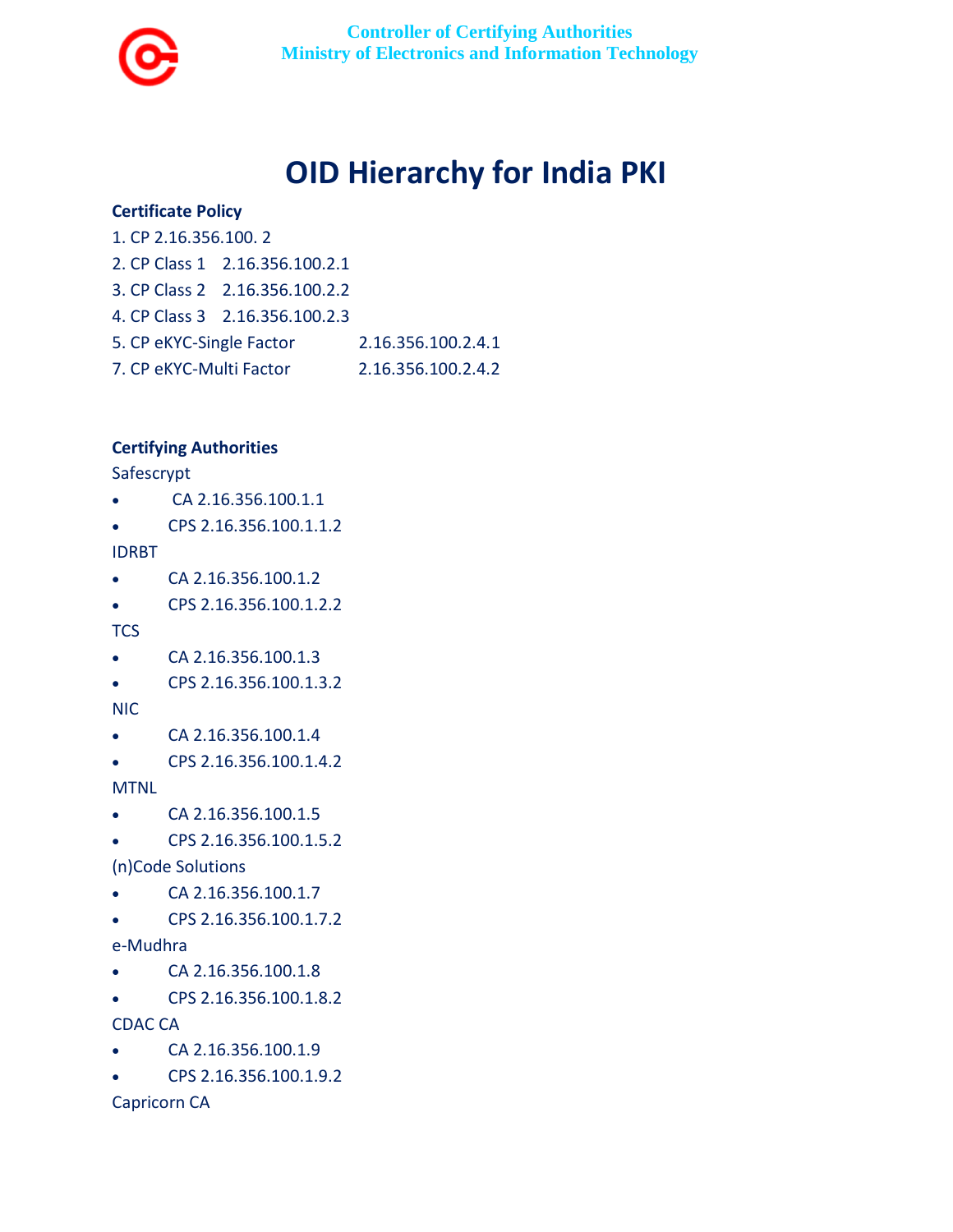Controller of Certifying Authorities
Ministry of Electronics and Information Technology

# OID Hierarchy for India PKI

**Certificate Policy**

1. CP 2.16.356.100. 2
2. CP Class 1    2.16.356.100.2.1
3. CP Class 2    2.16.356.100.2.2
4. CP Class 3    2.16.356.100.2.3
5. CP eKYC-Single Factor    2.16.356.100.2.4.1
7. CP eKYC-Multi Factor    2.16.356.100.2.4.2

**Certifying Authorities**

Safescrypt

- CA 2.16.356.100.1.1
- CPS 2.16.356.100.1.1.2

IDRBT

- CA 2.16.356.100.1.2
- CPS 2.16.356.100.1.2.2

TCS

- CA 2.16.356.100.1.3
- CPS 2.16.356.100.1.3.2

NIC

- CA 2.16.356.100.1.4
- CPS 2.16.356.100.1.4.2

MTNL

- CA 2.16.356.100.1.5
- CPS 2.16.356.100.1.5.2

(n)Code Solutions

- CA 2.16.356.100.1.7
- CPS 2.16.356.100.1.7.2

e-Mudhra

- CA 2.16.356.100.1.8
- CPS 2.16.356.100.1.8.2

CDAC CA

- CA 2.16.356.100.1.9
- CPS 2.16.356.100.1.9.2

Capricorn CA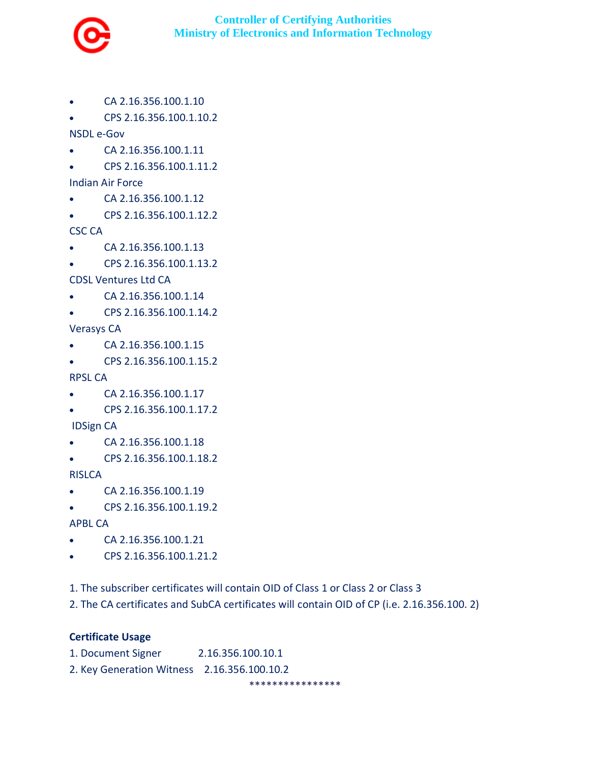- CA 2.16.356.100.1.10
- CPS 2.16.356.100.1.10.2

NSDL e-Gov

- CA 2.16.356.100.1.11
- CPS 2.16.356.100.1.11.2

Indian Air Force

- CA 2.16.356.100.1.12
- CPS 2.16.356.100.1.12.2

CSC CA

- CA 2.16.356.100.1.13
- CPS 2.16.356.100.1.13.2

CDSL Ventures Ltd CA

- CA 2.16.356.100.1.14
- CPS 2.16.356.100.1.14.2

Verasys CA

- CA 2.16.356.100.1.15
- CPS 2.16.356.100.1.15.2

RPSL CA

- CA 2.16.356.100.1.17
- CPS 2.16.356.100.1.17.2

IDSign CA

- CA 2.16.356.100.1.18
- CPS 2.16.356.100.1.18.2

RISLCA

- CA 2.16.356.100.1.19
- CPS 2.16.356.100.1.19.2

APBL CA

- CA 2.16.356.100.1.21
- CPS 2.16.356.100.1.21.2

1. The subscriber certificates will contain OID of Class 1 or Class 2 or Class 3
2. The CA certificates and SubCA certificates will contain OID of CP (i.e. 2.16.356.100. 2)

**Certificate Usage**

1. Document Signer 2.16.356.100.10.1
2. Key Generation Witness 2.16.356.100.10.2

****************